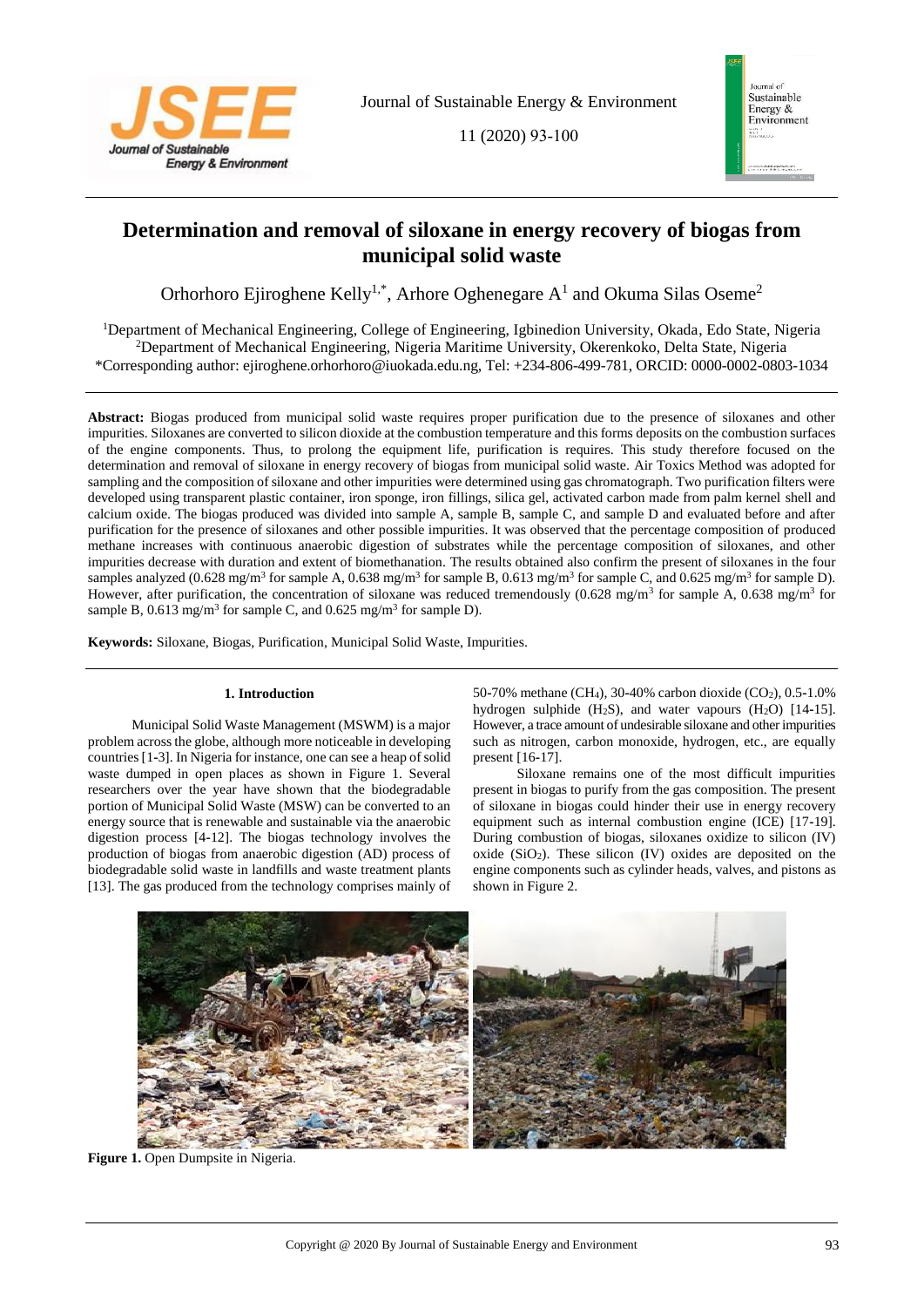# Determination and removal of siloxane in energy recovery of biogas from municipal solid waste

Orhorhoro Ejiroghene Kelly[1,*], Arhore Oghenegare A[1] and Okuma Silas Oseme[2]

[1]Department of Mechanical Engineering, College of Engineering, Igbinedion University, Okada, Edo State, Nigeria
[2]Department of Mechanical Engineering, Nigeria Maritime University, Okerenkoko, Delta State, Nigeria
*Corresponding author: ejiroghene.orhorhoro@iuokada.edu.ng, Tel: +234-806-499-781, ORCID: 0000-0002-0803-1034

**Abstract:** Biogas produced from municipal solid waste requires proper purification due to the presence of siloxanes and other impurities. Siloxanes are converted to silicon dioxide at the combustion temperature and this forms deposits on the combustion surfaces of the engine components. Thus, to prolong the equipment life, purification is requires. This study therefore focused on the determination and removal of siloxane in energy recovery of biogas from municipal solid waste. Air Toxics Method was adopted for sampling and the composition of siloxane and other impurities were determined using gas chromatograph. Two purification filters were developed using transparent plastic container, iron sponge, iron fillings, silica gel, activated carbon made from palm kernel shell and calcium oxide. The biogas produced was divided into sample A, sample B, sample C, and sample D and evaluated before and after purification for the presence of siloxanes and other possible impurities. It was observed that the percentage composition of produced methane increases with continuous anaerobic digestion of substrates while the percentage composition of siloxanes, and other impurities decrease with duration and extent of biomethanation. The results obtained also confirm the present of siloxanes in the four samples analyzed (0.628 mg/m$^3$ for sample A, 0.638 mg/m$^3$ for sample B, 0.613 mg/m$^3$ for sample C, and 0.625 mg/m$^3$ for sample D). However, after purification, the concentration of siloxane was reduced tremendously (0.628 mg/m$^3$ for sample A, 0.638 mg/m$^3$ for sample B, 0.613 mg/m$^3$ for sample C, and 0.625 mg/m$^3$ for sample D).

**Keywords:** Siloxane, Biogas, Purification, Municipal Solid Waste, Impurities.

## 1. Introduction

Municipal Solid Waste Management (MSWM) is a major problem across the globe, although more noticeable in developing countries [1-3]. In Nigeria for instance, one can see a heap of solid waste dumped in open places as shown in Figure 1. Several researchers over the year have shown that the biodegradable portion of Municipal Solid Waste (MSW) can be converted to an energy source that is renewable and sustainable via the anaerobic digestion process [4-12]. The biogas technology involves the production of biogas from anaerobic digestion (AD) process of biodegradable solid waste in landfills and waste treatment plants [13]. The gas produced from the technology comprises mainly of 50-70% methane ($CH_4$), 30-40% carbon dioxide ($CO_2$), 0.5-1.0% hydrogen sulphide ($H_2S$), and water vapours ($H_2O$) [14-15]. However, a trace amount of undesirable siloxane and other impurities such as nitrogen, carbon monoxide, hydrogen, etc., are equally present [16-17].

Siloxane remains one of the most difficult impurities present in biogas to purify from the gas composition. The present of siloxane in biogas could hinder their use in energy recovery equipment such as internal combustion engine (ICE) [17-19]. During combustion of biogas, siloxanes oxidize to silicon (IV) oxide ($SiO_2$). These silicon (IV) oxides are deposited on the engine components such as cylinder heads, valves, and pistons as shown in Figure 2.

**Figure 1.** Open Dumpsite in Nigeria.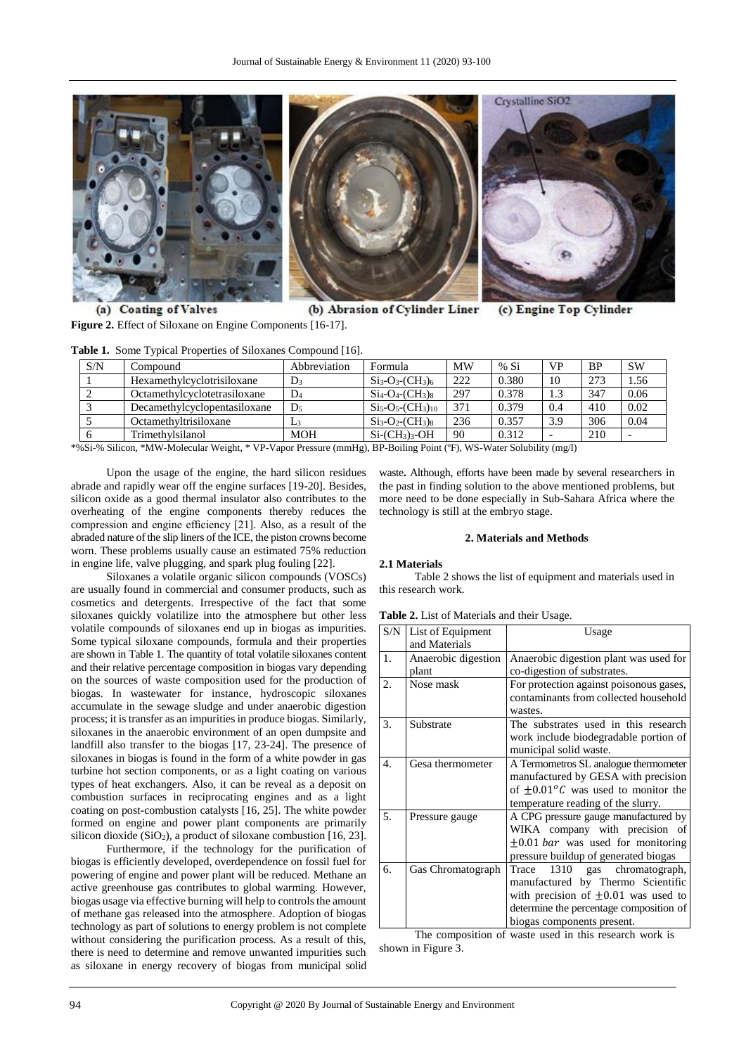(a) Coating of Valves (b) Abrasion of Cylinder Liner (c) Engine Top Cylinder

**Figure 2.** Effect of Siloxane on Engine Components [16-17].

**Table 1.** Some Typical Properties of Siloxanes Compound [16].

| S/N | Compound | Abbreviation | Formula | MW | % Si | VP | BP | SW |
|---|---|---|---|---|---|---|---|---|
| 1 | Hexamethylcyclotrisiloxane | $D_3$ | $Si_3$-$O_3$-$(CH_3)_6$ | 222 | 0.380 | 10 | 273 | 1.56 |
| 2 | Octamethylcyclotetrasiloxane | $D_4$ | $Si_4$-$O_4$-$(CH_3)_8$ | 297 | 0.378 | 1.3 | 347 | 0.06 |
| 3 | Decamethylcyclopentasiloxane | $D_5$ | $Si_5$-$O_5$-$(CH_3)_{10}$ | 371 | 0.379 | 0.4 | 410 | 0.02 |
| 5 | Octamethyltrisiloxane | $L_3$ | $Si_3$-$O_2$-$(CH_3)_8$ | 236 | 0.357 | 3.9 | 306 | 0.04 |
| 6 | Trimethylsilanol | MOH | $Si$-$(CH_3)_3$-OH | 90 | 0.312 | - | 210 | - |

*%Si-% Silicon, *MW-Molecular Weight, * VP-Vapor Pressure (mmHg), BP-Boiling Point (ºF), WS-Water Solubility (mg/l)

Upon the usage of the engine, the hard silicon residues abrade and rapidly wear off the engine surfaces [19-20]. Besides, silicon oxide as a good thermal insulator also contributes to the overheating of the engine components thereby reduces the compression and engine efficiency [21]. Also, as a result of the abraded nature of the slip liners of the ICE, the piston crowns become worn. These problems usually cause an estimated 75% reduction in engine life, valve plugging, and spark plug fouling [22].

Siloxanes a volatile organic silicon compounds (VOSCs) are usually found in commercial and consumer products, such as cosmetics and detergents. Irrespective of the fact that some siloxanes quickly volatilize into the atmosphere but other less volatile compounds of siloxanes end up in biogas as impurities. Some typical siloxane compounds, formula and their properties are shown in Table 1. The quantity of total volatile siloxanes content and their relative percentage composition in biogas vary depending on the sources of waste composition used for the production of biogas. In wastewater for instance, hydroscopic siloxanes accumulate in the sewage sludge and under anaerobic digestion process; it is transfer as an impurities in produce biogas. Similarly, siloxanes in the anaerobic environment of an open dumpsite and landfill also transfer to the biogas [17, 23-24]. The presence of siloxanes in biogas is found in the form of a white powder in gas turbine hot section components, or as a light coating on various types of heat exchangers. Also, it can be reveal as a deposit on combustion surfaces in reciprocating engines and as a light coating on post-combustion catalysts [16, 25]. The white powder formed on engine and power plant components are primarily silicon dioxide ($SiO_2$), a product of siloxane combustion [16, 23].

Furthermore, if the technology for the purification of biogas is efficiently developed, overdependence on fossil fuel for powering of engine and power plant will be reduced. Methane an active greenhouse gas contributes to global warming. However, biogas usage via effective burning will help to controls the amount of methane gas released into the atmosphere. Adoption of biogas technology as part of solutions to energy problem is not complete without considering the purification process. As a result of this, there is need to determine and remove unwanted impurities such as siloxane in energy recovery of biogas from municipal solid waste**.** Although, efforts have been made by several researchers in the past in finding solution to the above mentioned problems, but more need to be done especially in Sub-Sahara Africa where the technology is still at the embryo stage.

## 2. Materials and Methods

### 2.1 Materials

Table 2 shows the list of equipment and materials used in this research work.

**Table 2.** List of Materials and their Usage.

| S/N | List of Equipment and Materials | Usage |
|---|---|---|
| 1. | Anaerobic digestion plant | Anaerobic digestion plant was used for co-digestion of substrates. |
| 2. | Nose mask | For protection against poisonous gases, contaminants from collected household wastes. |
| 3. | Substrate | The substrates used in this research work include biodegradable portion of municipal solid waste. |
| 4. | Gesa thermometer | A Termometros SL analogue thermometer manufactured by GESA with precision of $\pm 0.01^{o}C$ was used to monitor the temperature reading of the slurry. |
| 5. | Pressure gauge | A CPG pressure gauge manufactured by WIKA company with precision of $\pm 0.01\ bar$ was used for monitoring pressure buildup of generated biogas |
| 6. | Gas Chromatograph | Trace 1310 gas chromatograph, manufactured by Thermo Scientific with precision of $\pm 0.01$ was used to determine the percentage composition of biogas components present. |

The composition of waste used in this research work is shown in Figure 3.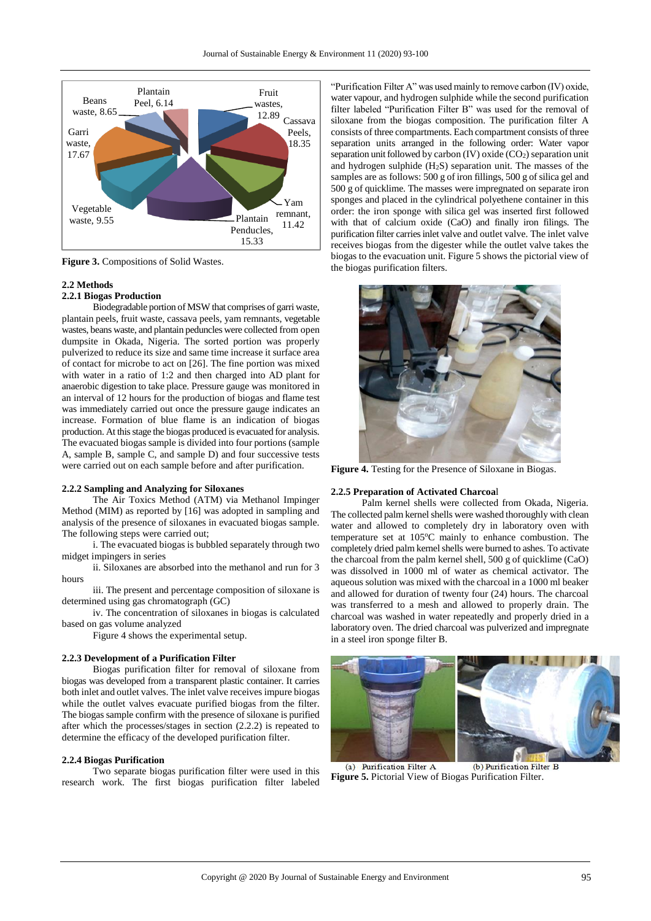Figure 3. Compositions of Solid Wastes.

### 2.2 Methods

#### 2.2.1 Biogas Production

Biodegradable portion of MSW that comprises of garri waste, plantain peels, fruit waste, cassava peels, yam remnants, vegetable wastes, beans waste, and plantain peduncles were collected from open dumpsite in Okada, Nigeria. The sorted portion was properly pulverized to reduce its size and same time increase it surface area of contact for microbe to act on [26]. The fine portion was mixed with water in a ratio of 1:2 and then charged into AD plant for anaerobic digestion to take place. Pressure gauge was monitored in an interval of 12 hours for the production of biogas and flame test was immediately carried out once the pressure gauge indicates an increase. Formation of blue flame is an indication of biogas production. At this stage the biogas produced is evacuated for analysis. The evacuated biogas sample is divided into four portions (sample A, sample B, sample C, and sample D) and four successive tests were carried out on each sample before and after purification.

#### 2.2.2 Sampling and Analyzing for Siloxanes

The Air Toxics Method (ATM) via Methanol Impinger Method (MIM) as reported by [16] was adopted in sampling and analysis of the presence of siloxanes in evacuated biogas sample. The following steps were carried out;

i. The evacuated biogas is bubbled separately through two midget impingers in series

ii. Siloxanes are absorbed into the methanol and run for 3 hours

iii. The present and percentage composition of siloxane is determined using gas chromatograph (GC)

iv. The concentration of siloxanes in biogas is calculated based on gas volume analyzed

Figure 4 shows the experimental setup.

#### 2.2.3 Development of a Purification Filter

Biogas purification filter for removal of siloxane from biogas was developed from a transparent plastic container. It carries both inlet and outlet valves. The inlet valve receives impure biogas while the outlet valves evacuate purified biogas from the filter. The biogas sample confirm with the presence of siloxane is purified after which the processes/stages in section (2.2.2) is repeated to determine the efficacy of the developed purification filter.

#### 2.2.4 Biogas Purification

Two separate biogas purification filter were used in this research work. The first biogas purification filter labeled "Purification Filter A" was used mainly to remove carbon (IV) oxide, water vapour, and hydrogen sulphide while the second purification filter labeled "Purification Filter B" was used for the removal of siloxane from the biogas composition. The purification filter A consists of three compartments. Each compartment consists of three separation units arranged in the following order: Water vapor separation unit followed by carbon (IV) oxide ($CO_2$) separation unit and hydrogen sulphide ($H_2S$) separation unit. The masses of the samples are as follows: 500 g of iron fillings, 500 g of silica gel and 500 g of quicklime. The masses were impregnated on separate iron sponges and placed in the cylindrical polyethene container in this order: the iron sponge with silica gel was inserted first followed with that of calcium oxide (CaO) and finally iron filings. The purification filter carries inlet valve and outlet valve. The inlet valve receives biogas from the digester while the outlet valve takes the biogas to the evacuation unit. Figure 5 shows the pictorial view of the biogas purification filters.

Figure 4. Testing for the Presence of Siloxane in Biogas.

#### 2.2.5 Preparation of Activated Charcoal

Palm kernel shells were collected from Okada, Nigeria. The collected palm kernel shells were washed thoroughly with clean water and allowed to completely dry in laboratory oven with temperature set at 105°C mainly to enhance combustion. The completely dried palm kernel shells were burned to ashes. To activate the charcoal from the palm kernel shell, 500 g of quicklime (CaO) was dissolved in 1000 ml of water as chemical activator. The aqueous solution was mixed with the charcoal in a 1000 ml beaker and allowed for duration of twenty four (24) hours. The charcoal was transferred to a mesh and allowed to properly drain. The charcoal was washed in water repeatedly and properly dried in a laboratory oven. The dried charcoal was pulverized and impregnate in a steel iron sponge filter B.

(a) Purification Filter A (b) Purification Filter B

Figure 5. Pictorial View of Biogas Purification Filter.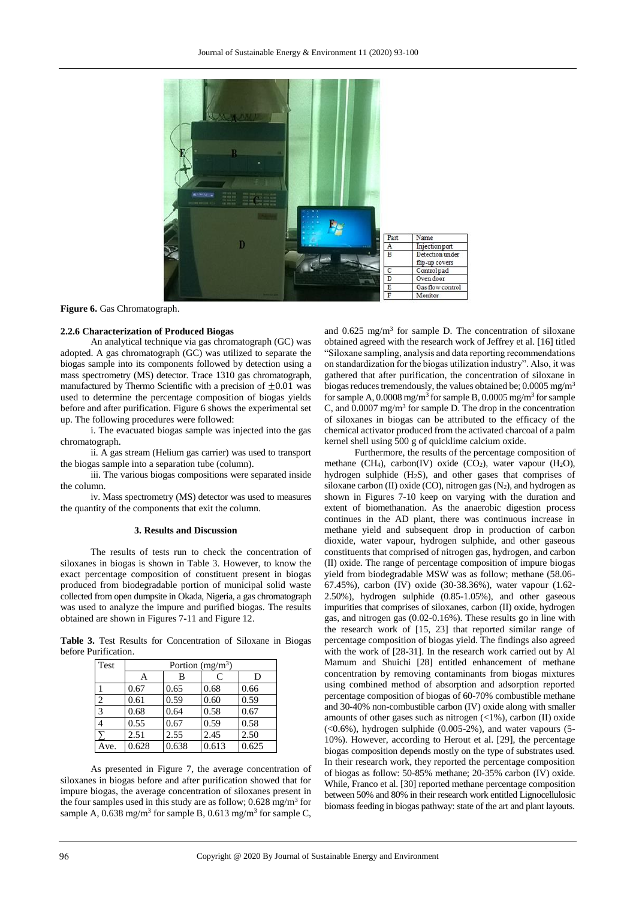| Part | Name |
|---|---|
| A | Injection port |
| B | Detection under flip-up covers |
| C | Control pad |
| D | Oven door |
| E | Gas flow control |
| F | Monitor |

**Figure 6.** Gas Chromatograph.

#### 2.2.6 Characterization of Produced Biogas

An analytical technique via gas chromatograph (GC) was adopted. A gas chromatograph (GC) was utilized to separate the biogas sample into its components followed by detection using a mass spectrometry (MS) detector. Trace 1310 gas chromatograph, manufactured by Thermo Scientific with a precision of $\pm 0.01$ was used to determine the percentage composition of biogas yields before and after purification. Figure 6 shows the experimental set up. The following procedures were followed:

i. The evacuated biogas sample was injected into the gas chromatograph.

ii. A gas stream (Helium gas carrier) was used to transport the biogas sample into a separation tube (column).

iii. The various biogas compositions were separated inside the column.

iv. Mass spectrometry (MS) detector was used to measures the quantity of the components that exit the column.

## 3. Results and Discussion

The results of tests run to check the concentration of siloxanes in biogas is shown in Table 3. However, to know the exact percentage composition of constituent present in biogas produced from biodegradable portion of municipal solid waste collected from open dumpsite in Okada, Nigeria, a gas chromatograph was used to analyze the impure and purified biogas. The results obtained are shown in Figures 7-11 and Figure 12.

**Table 3.** Test Results for Concentration of Siloxane in Biogas before Purification.

| Test | Portion ($mg/m^3$) | | | |
|---|---|---|---|---|
| | A | B | C | D |
| 1 | 0.67 | 0.65 | 0.68 | 0.66 |
| 2 | 0.61 | 0.59 | 0.60 | 0.59 |
| 3 | 0.68 | 0.64 | 0.58 | 0.67 |
| 4 | 0.55 | 0.67 | 0.59 | 0.58 |
| $\sum$ | 2.51 | 2.55 | 2.45 | 2.50 |
| Ave. | 0.628 | 0.638 | 0.613 | 0.625 |

As presented in Figure 7, the average concentration of siloxanes in biogas before and after purification showed that for impure biogas, the average concentration of siloxanes present in the four samples used in this study are as follow; 0.628 $mg/m^3$ for sample A, 0.638 $mg/m^3$ for sample B, 0.613 $mg/m^3$ for sample C, and 0.625 $mg/m^3$ for sample D. The concentration of siloxane obtained agreed with the research work of Jeffrey et al. [16] titled "Siloxane sampling, analysis and data reporting recommendations on standardization for the biogas utilization industry". Also, it was gathered that after purification, the concentration of siloxane in biogas reduces tremendously, the values obtained be; 0.0005 $mg/m^3$ for sample A, 0.0008 $mg/m^3$ for sample B, 0.0005 $mg/m^3$ for sample C, and 0.0007 $mg/m^3$ for sample D. The drop in the concentration of siloxanes in biogas can be attributed to the efficacy of the chemical activator produced from the activated charcoal of a palm kernel shell using 500 g of quicklime calcium oxide.

Furthermore, the results of the percentage composition of methane ($CH_4$), carbon(IV) oxide ($CO_2$), water vapour ($H_2O$), hydrogen sulphide ($H_2S$), and other gases that comprises of siloxane carbon (II) oxide (CO), nitrogen gas ($N_2$), and hydrogen as shown in Figures 7-10 keep on varying with the duration and extent of biomethanation. As the anaerobic digestion process continues in the AD plant, there was continuous increase in methane yield and subsequent drop in production of carbon dioxide, water vapour, hydrogen sulphide, and other gaseous constituents that comprised of nitrogen gas, hydrogen, and carbon (II) oxide. The range of percentage composition of impure biogas yield from biodegradable MSW was as follow; methane (58.06-67.45%), carbon (IV) oxide (30-38.36%), water vapour (1.62-2.50%), hydrogen sulphide (0.85-1.05%), and other gaseous impurities that comprises of siloxanes, carbon (II) oxide, hydrogen gas, and nitrogen gas (0.02-0.16%). These results go in line with the research work of [15, 23] that reported similar range of percentage composition of biogas yield. The findings also agreed with the work of [28-31]. In the research work carried out by Al Mamum and Shuichi [28] entitled enhancement of methane concentration by removing contaminants from biogas mixtures using combined method of absorption and adsorption reported percentage composition of biogas of 60-70% combustible methane and 30-40% non-combustible carbon (IV) oxide along with smaller amounts of other gases such as nitrogen (<1%), carbon (II) oxide (<0.6%), hydrogen sulphide (0.005-2%), and water vapours (5-10%). However, according to Herout et al. [29], the percentage biogas composition depends mostly on the type of substrates used. In their research work, they reported the percentage composition of biogas as follow: 50-85% methane; 20-35% carbon (IV) oxide. While, Franco et al. [30] reported methane percentage composition between 50% and 80% in their research work entitled Lignocellulosic biomass feeding in biogas pathway: state of the art and plant layouts.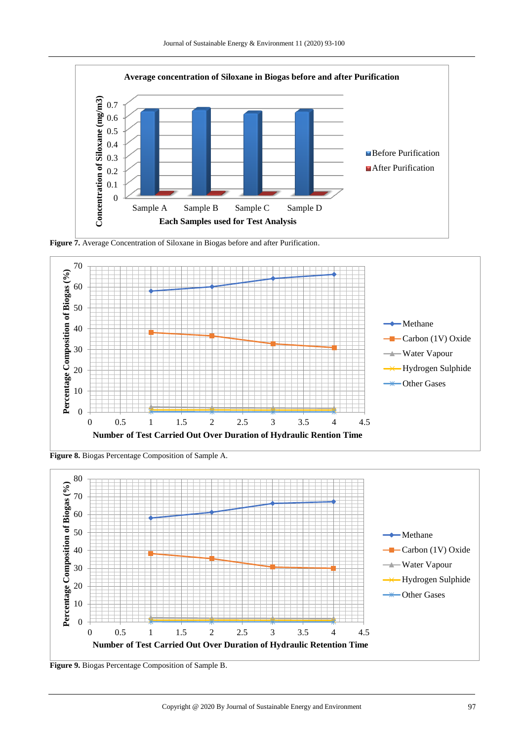**Figure 7.** Average Concentration of Siloxane in Biogas before and after Purification.

**Figure 8.** Biogas Percentage Composition of Sample A.

**Figure 9.** Biogas Percentage Composition of Sample B.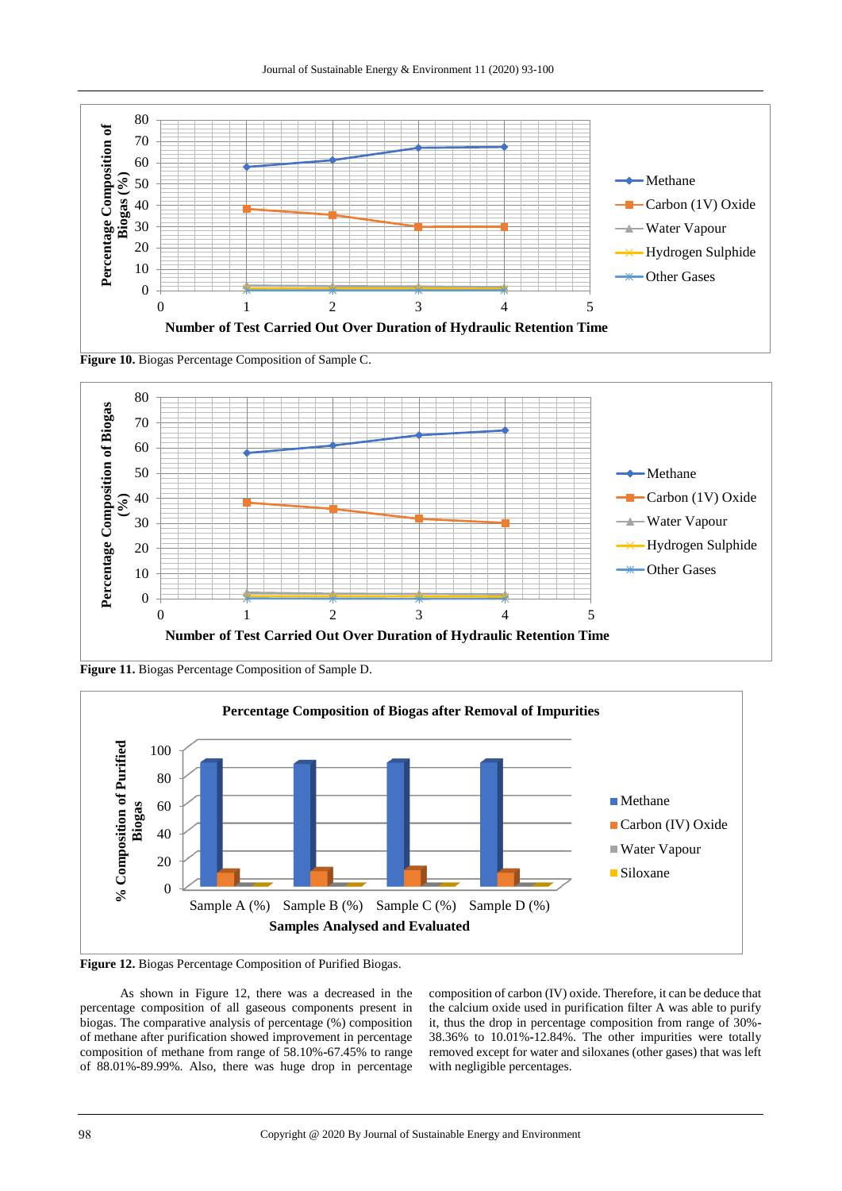**Figure 10.** Biogas Percentage Composition of Sample C.

**Figure 11.** Biogas Percentage Composition of Sample D.

**Figure 12.** Biogas Percentage Composition of Purified Biogas.

As shown in Figure 12, there was a decreased in the percentage composition of all gaseous components present in biogas. The comparative analysis of percentage (%) composition of methane after purification showed improvement in percentage composition of methane from range of 58.10%-67.45% to range of 88.01%-89.99%. Also, there was huge drop in percentage composition of carbon (IV) oxide. Therefore, it can be deduce that the calcium oxide used in purification filter A was able to purify it, thus the drop in percentage composition from range of 30%-38.36% to 10.01%-12.84%. The other impurities were totally removed except for water and siloxanes (other gases) that was left with negligible percentages.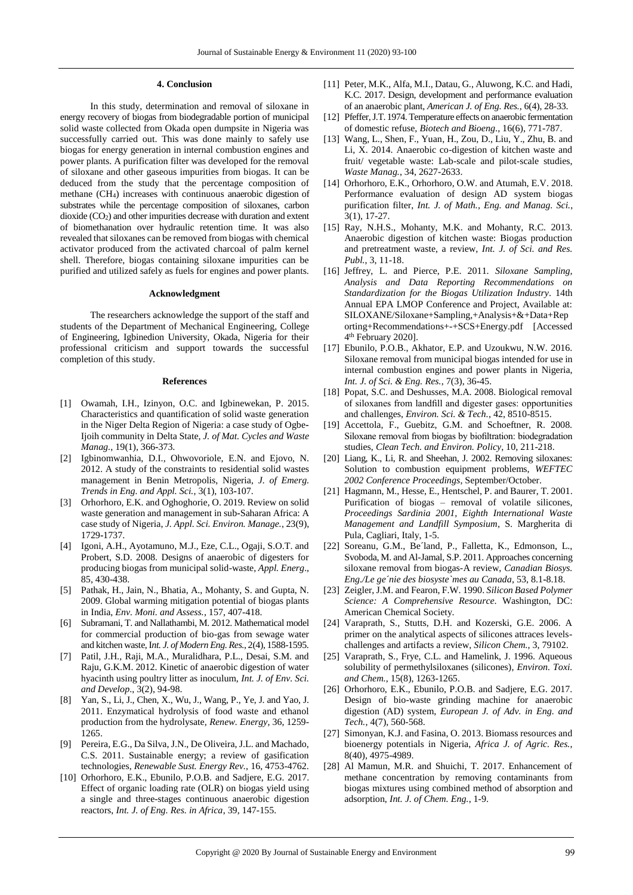## 4. Conclusion

In this study, determination and removal of siloxane in energy recovery of biogas from biodegradable portion of municipal solid waste collected from Okada open dumpsite in Nigeria was successfully carried out. This was done mainly to safely use biogas for energy generation in internal combustion engines and power plants. A purification filter was developed for the removal of siloxane and other gaseous impurities from biogas. It can be deduced from the study that the percentage composition of methane ($CH_4$) increases with continuous anaerobic digestion of substrates while the percentage composition of siloxanes, carbon dioxide ($CO_2$) and other impurities decrease with duration and extent of biomethanation over hydraulic retention time. It was also revealed that siloxanes can be removed from biogas with chemical activator produced from the activated charcoal of palm kernel shell. Therefore, biogas containing siloxane impurities can be purified and utilized safely as fuels for engines and power plants.

## Acknowledgment

The researchers acknowledge the support of the staff and students of the Department of Mechanical Engineering, College of Engineering, Igbinedion University, Okada, Nigeria for their professional criticism and support towards the successful completion of this study.

## References

[1] Owamah, I.H., Izinyon, O.C. and Igbinewekan, P. 2015. Characteristics and quantification of solid waste generation in the Niger Delta Region of Nigeria: a case study of Ogbe-Ijoih community in Delta State, *J. of Mat. Cycles and Waste Manag*., 19(1), 366-373.

[2] Igbinomwanhia, D.I., Ohwovoriole, E.N. and Ejovo, N. 2012. A study of the constraints to residential solid wastes management in Benin Metropolis, Nigeria, *J. of Emerg. Trends in Eng. and Appl. Sci.*, 3(1), 103-107.

[3] Orhorhoro, E.K. and Oghoghorie, O. 2019. Review on solid waste generation and management in sub-Saharan Africa: A case study of Nigeria, *J. Appl. Sci. Environ. Manage.*, 23(9), 1729-1737.

[4] Igoni, A.H., Ayotamuno, M.J., Eze, C.L., Ogaji, S.O.T. and Probert, S.D. 2008. Designs of anaerobic of digesters for producing biogas from municipal solid-waste, *Appl. Energ*., 85, 430-438.

[5] Pathak, H., Jain, N., Bhatia, A., Mohanty, S. and Gupta, N. 2009. Global warming mitigation potential of biogas plants in India, *Env. Moni. and Assess.*, 157, 407-418.

[6] Subramani, T. and Nallathambi, M. 2012. Mathematical model for commercial production of bio-gas from sewage water and kitchen waste, I*nt. J. of Modern Eng. Res.*, 2(4), 1588-1595.

[7] Patil, J.H., Raji, M.A., Muralidhara, P.L., Desai, S.M. and Raju, G.K.M. 2012. Kinetic of anaerobic digestion of water hyacinth using poultry litter as inoculum, *Int. J. of Env. Sci. and Develop*., 3(2), 94-98.

[8] Yan, S., Li, J., Chen, X., Wu, J., Wang, P., Ye, J. and Yao, J. 2011. Enzymatical hydrolysis of food waste and ethanol production from the hydrolysate, *Renew. Energy*, 36, 1259-1265.

[9] Pereira, E.G., Da Silva, J.N., De Oliveira, J.L. and Machado, C.S. 2011. Sustainable energy; a review of gasification technologies, *Renewable Sust. Energy Rev.*, 16, 4753-4762.

[10] Orhorhoro, E.K., Ebunilo, P.O.B. and Sadjere, E.G. 2017. Effect of organic loading rate (OLR) on biogas yield using a single and three-stages continuous anaerobic digestion reactors, *Int. J. of Eng. Res. in Africa*, 39, 147-155.

[11] Peter, M.K., Alfa, M.I., Datau, G., Aluwong, K.C. and Hadi, K.C. 2017. Design, development and performance evaluation of an anaerobic plant, *American J. of Eng. Res.*, 6(4), 28-33.

[12] Pfeffer, J.T. 1974. Temperature effects on anaerobic fermentation of domestic refuse, *Biotech and Bioeng*., 16(6), 771-787.

[13] Wang, L., Shen, F., Yuan, H., Zou, D., Liu, Y., Zhu, B. and Li, X. 2014. Anaerobic co-digestion of kitchen waste and fruit/ vegetable waste: Lab-scale and pilot-scale studies, *Waste Manag.*, 34, 2627-2633.

[14] Orhorhoro, E.K., Orhorhoro, O.W. and Atumah, E.V. 2018. Performance evaluation of design AD system biogas purification filter, *Int. J. of Math., Eng. and Manag. Sci.*, 3(1), 17-27.

[15] Ray, N.H.S., Mohanty, M.K. and Mohanty, R.C. 2013. Anaerobic digestion of kitchen waste: Biogas production and pretreatment waste, a review, *Int. J. of Sci. and Res. Publ.*, 3, 11-18.

[16] Jeffrey, L. and Pierce, P.E. 2011. *Siloxane Sampling, Analysis and Data Reporting Recommendations on Standardization for the Biogas Utilization Industry*. 14th Annual EPA LMOP Conference and Project, Available at: SILOXANE/Siloxane+Sampling,+Analysis+&+Data+Reporting+Recommendations+-+SCS+Energy.pdf [Accessed 4th February 2020].

[17] Ebunilo, P.O.B., Akhator, E.P. and Uzoukwu, N.W. 2016. Siloxane removal from municipal biogas intended for use in internal combustion engines and power plants in Nigeria, *Int. J. of Sci. & Eng. Res.*, 7(3), 36-45.

[18] Popat, S.C. and Deshusses, M.A. 2008. Biological removal of siloxanes from landfill and digester gases: opportunities and challenges, *Environ. Sci. & Tech.*, 42, 8510-8515.

[19] Accettola, F., Guebitz, G.M. and Schoeftner, R. 2008. Siloxane removal from biogas by biofiltration: biodegradation studies, *Clean Tech. and Environ. Policy*, 10, 211-218.

[20] Liang, K., Li, R. and Sheehan, J. 2002. Removing siloxanes: Solution to combustion equipment problems, *WEFTEC 2002 Conference Proceedings*, September/October.

[21] Hagmann, M., Hesse, E., Hentschel, P. and Baurer, T. 2001. Purification of biogas – removal of volatile silicones, *Proceedings Sardinia 2001, Eighth International Waste Management and Landfill Symposium*, S. Margherita di Pula, Cagliari, Italy, 1-5.

[22] Soreanu, G.M., Be´land, P., Falletta, K., Edmonson, L., Svoboda, M. and Al-Jamal, S.P. 2011. Approaches concerning siloxane removal from biogas-A review, *Canadian Biosys. Eng./Le ge´nie des biosyste`mes au Canada*, 53, 8.1-8.18.

[23] Zeigler, J.M. and Fearon, F.W. 1990. *Silicon Based Polymer Science: A Comprehensive Resource*. Washington, DC: American Chemical Society.

[24] Varaprath, S., Stutts, D.H. and Kozerski, G.E. 2006. A primer on the analytical aspects of silicones attraces levels-challenges and artifacts a review, *Silicon Chem.*, 3, 79102.

[25] Varaprath, S., Frye, C.L. and Hamelink, J. 1996. Aqueous solubility of permethylsiloxanes (silicones), *Environ. Toxi. and Chem.*, 15(8), 1263-1265.

[26] Orhorhoro, E.K., Ebunilo, P.O.B. and Sadjere, E.G. 2017. Design of bio-waste grinding machine for anaerobic digestion (AD) system, *European J. of Adv. in Eng. and Tech.*, 4(7), 560-568.

[27] Simonyan, K.J. and Fasina, O. 2013. Biomass resources and bioenergy potentials in Nigeria, *Africa J. of Agric. Res.*, 8(40), 4975-4989.

[28] Al Mamun, M.R. and Shuichi, T. 2017. Enhancement of methane concentration by removing contaminants from biogas mixtures using combined method of absorption and adsorption, *Int. J. of Chem. Eng.*, 1-9.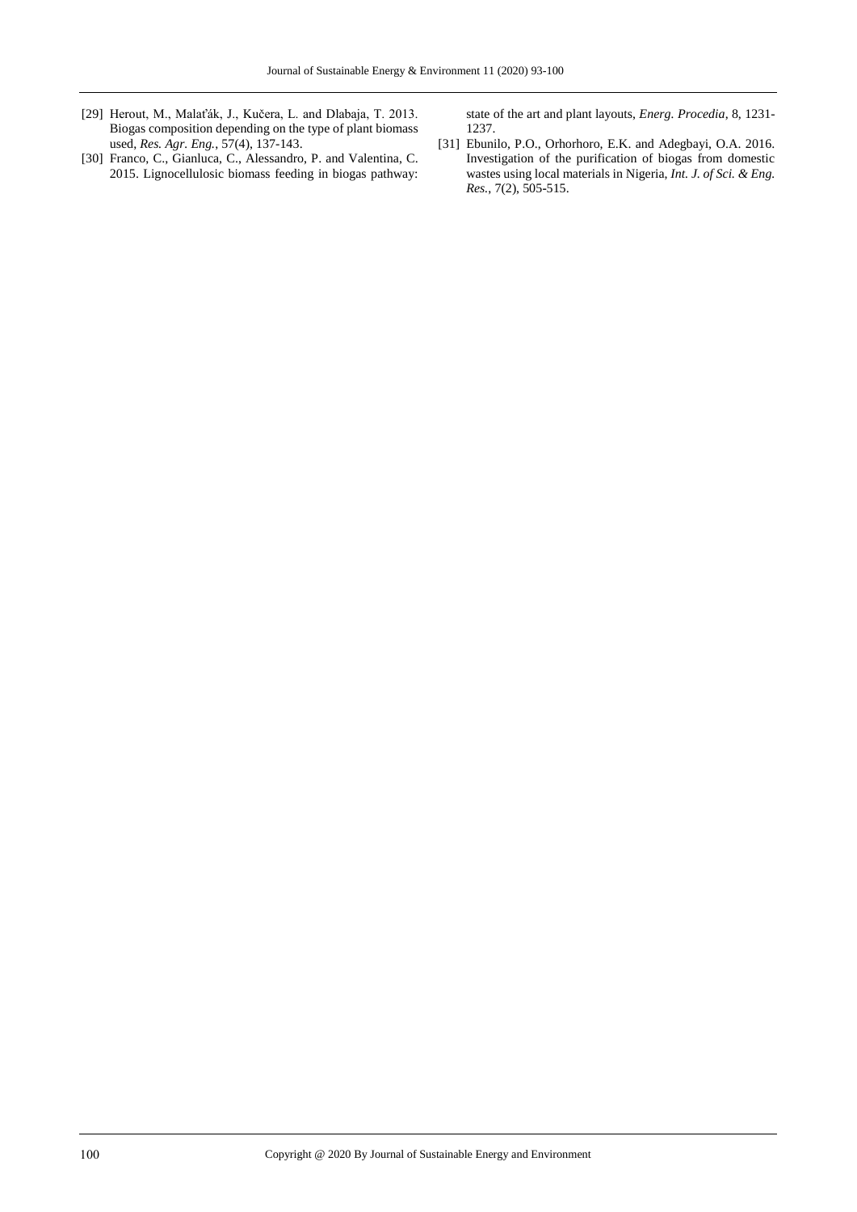[29] Herout, M., Malaťák, J., Kučera, L. and Dlabaja, T. 2013. Biogas composition depending on the type of plant biomass used, *Res. Agr. Eng.*, 57(4), 137-143.

[30] Franco, C., Gianluca, C., Alessandro, P. and Valentina, C. 2015. Lignocellulosic biomass feeding in biogas pathway: state of the art and plant layouts, *Energ. Procedia*, 8, 1231-1237.

[31] Ebunilo, P.O., Orhorhoro, E.K. and Adegbayi, O.A. 2016. Investigation of the purification of biogas from domestic wastes using local materials in Nigeria, *Int. J. of Sci. & Eng. Res.*, 7(2), 505-515.